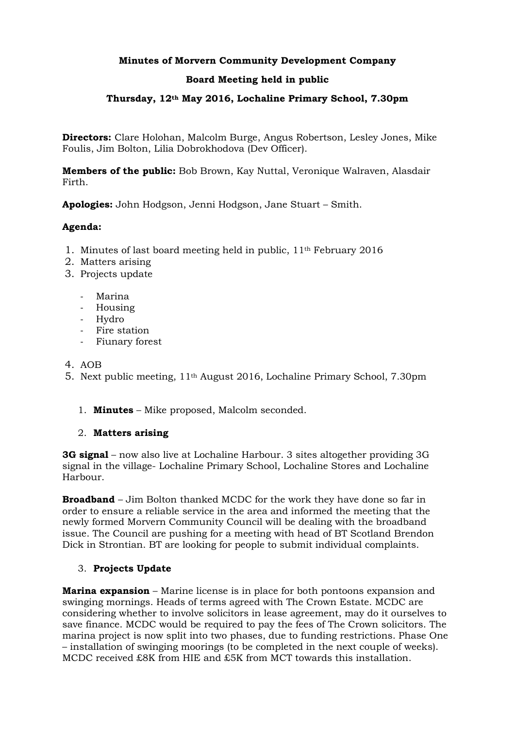**Minutes of Morvern Community Development Company**

**Board Meeting held in public**

**Thursday, 12th May 2016, Lochaline Primary School, 7.30pm**

**Directors:** Clare Holohan, Malcolm Burge, Angus Robertson, Lesley Jones, Mike Foulis, Jim Bolton, Lilia Dobrokhodova (Dev Officer).

**Members of the public:** Bob Brown, Kay Nuttal, Veronique Walraven, Alasdair Firth.

**Apologies:** John Hodgson, Jenni Hodgson, Jane Stuart – Smith.

**Agenda:**

1. Minutes of last board meeting held in public, 11th February 2016
2. Matters arising
3. Projects update
    - Marina
    - Housing
    - Hydro
    - Fire station
    - Fiunary forest
4. AOB
5. Next public meeting, 11th August 2016, Lochaline Primary School, 7.30pm

1. **Minutes** – Mike proposed, Malcolm seconded.

2. **Matters arising**

**3G signal** – now also live at Lochaline Harbour. 3 sites altogether providing 3G signal in the village- Lochaline Primary School, Lochaline Stores and Lochaline Harbour.

**Broadband** – Jim Bolton thanked MCDC for the work they have done so far in order to ensure a reliable service in the area and informed the meeting that the newly formed Morvern Community Council will be dealing with the broadband issue. The Council are pushing for a meeting with head of BT Scotland Brendon Dick in Strontian. BT are looking for people to submit individual complaints.

3. **Projects Update**

**Marina expansion** – Marine license is in place for both pontoons expansion and swinging mornings. Heads of terms agreed with The Crown Estate. MCDC are considering whether to involve solicitors in lease agreement, may do it ourselves to save finance. MCDC would be required to pay the fees of The Crown solicitors. The marina project is now split into two phases, due to funding restrictions. Phase One – installation of swinging moorings (to be completed in the next couple of weeks). MCDC received £8K from HIE and £5K from MCT towards this installation.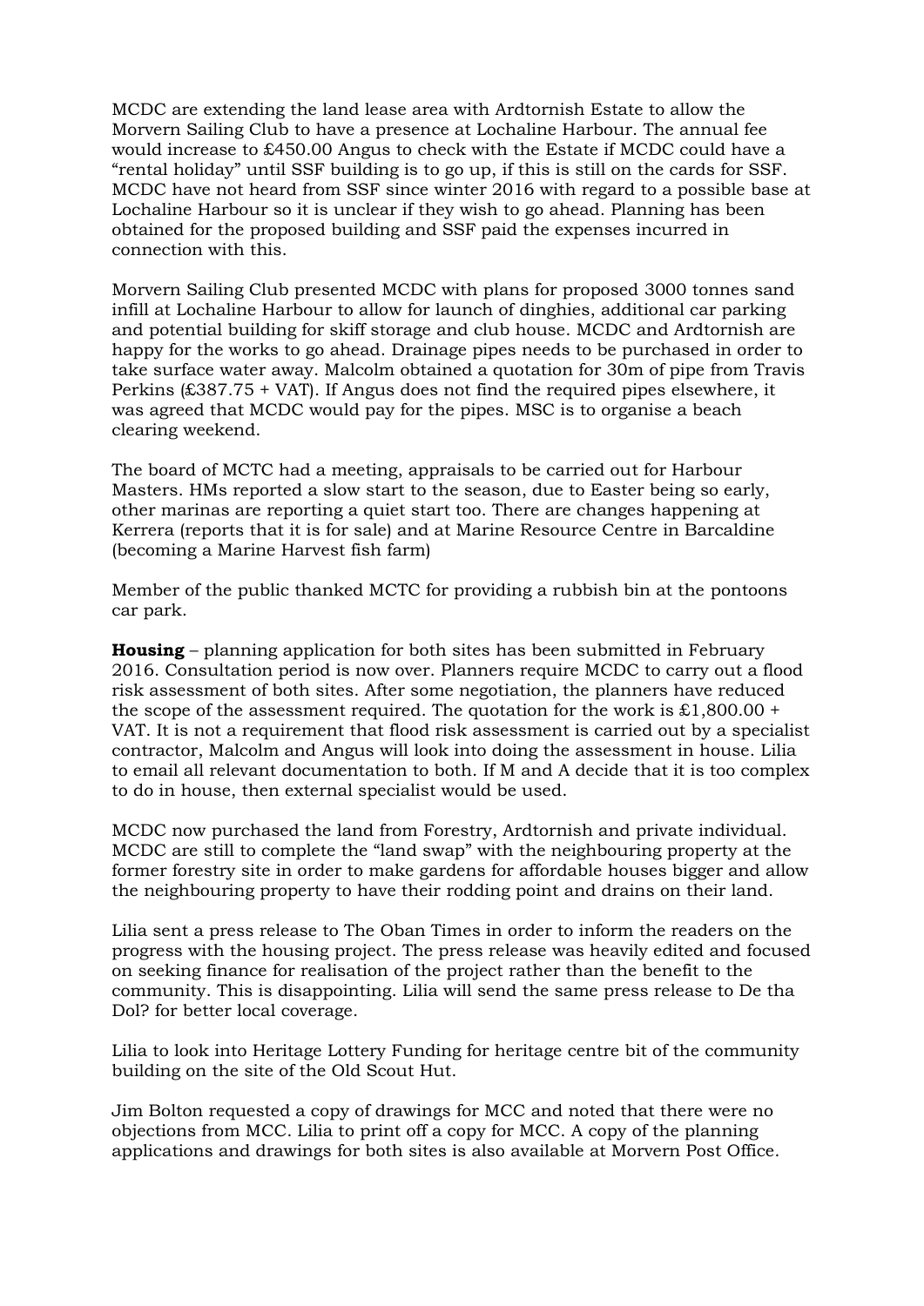MCDC are extending the land lease area with Ardtornish Estate to allow the Morvern Sailing Club to have a presence at Lochaline Harbour. The annual fee would increase to £450.00 Angus to check with the Estate if MCDC could have a "rental holiday" until SSF building is to go up, if this is still on the cards for SSF. MCDC have not heard from SSF since winter 2016 with regard to a possible base at Lochaline Harbour so it is unclear if they wish to go ahead. Planning has been obtained for the proposed building and SSF paid the expenses incurred in connection with this.

Morvern Sailing Club presented MCDC with plans for proposed 3000 tonnes sand infill at Lochaline Harbour to allow for launch of dinghies, additional car parking and potential building for skiff storage and club house. MCDC and Ardtornish are happy for the works to go ahead. Drainage pipes needs to be purchased in order to take surface water away. Malcolm obtained a quotation for 30m of pipe from Travis Perkins (£387.75 + VAT). If Angus does not find the required pipes elsewhere, it was agreed that MCDC would pay for the pipes. MSC is to organise a beach clearing weekend.

The board of MCTC had a meeting, appraisals to be carried out for Harbour Masters. HMs reported a slow start to the season, due to Easter being so early, other marinas are reporting a quiet start too. There are changes happening at Kerrera (reports that it is for sale) and at Marine Resource Centre in Barcaldine (becoming a Marine Harvest fish farm)

Member of the public thanked MCTC for providing a rubbish bin at the pontoons car park.

**Housing** – planning application for both sites has been submitted in February 2016. Consultation period is now over. Planners require MCDC to carry out a flood risk assessment of both sites. After some negotiation, the planners have reduced the scope of the assessment required. The quotation for the work is £1,800.00 + VAT. It is not a requirement that flood risk assessment is carried out by a specialist contractor, Malcolm and Angus will look into doing the assessment in house. Lilia to email all relevant documentation to both. If M and A decide that it is too complex to do in house, then external specialist would be used.

MCDC now purchased the land from Forestry, Ardtornish and private individual. MCDC are still to complete the "land swap" with the neighbouring property at the former forestry site in order to make gardens for affordable houses bigger and allow the neighbouring property to have their rodding point and drains on their land.

Lilia sent a press release to The Oban Times in order to inform the readers on the progress with the housing project. The press release was heavily edited and focused on seeking finance for realisation of the project rather than the benefit to the community. This is disappointing. Lilia will send the same press release to De tha Dol? for better local coverage.

Lilia to look into Heritage Lottery Funding for heritage centre bit of the community building on the site of the Old Scout Hut.

Jim Bolton requested a copy of drawings for MCC and noted that there were no objections from MCC. Lilia to print off a copy for MCC. A copy of the planning applications and drawings for both sites is also available at Morvern Post Office.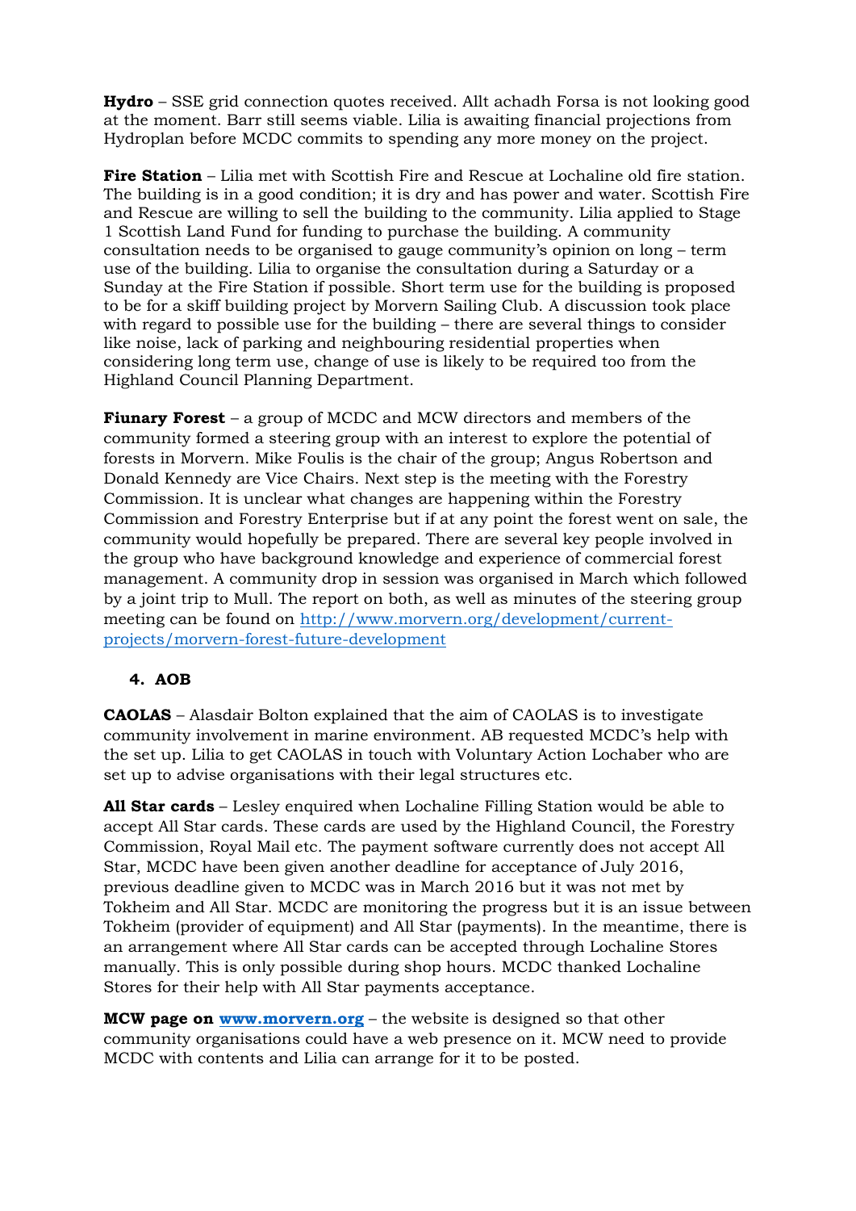**Hydro** – SSE grid connection quotes received. Allt achadh Forsa is not looking good at the moment. Barr still seems viable. Lilia is awaiting financial projections from Hydroplan before MCDC commits to spending any more money on the project.

**Fire Station** – Lilia met with Scottish Fire and Rescue at Lochaline old fire station. The building is in a good condition; it is dry and has power and water. Scottish Fire and Rescue are willing to sell the building to the community. Lilia applied to Stage 1 Scottish Land Fund for funding to purchase the building. A community consultation needs to be organised to gauge community's opinion on long – term use of the building. Lilia to organise the consultation during a Saturday or a Sunday at the Fire Station if possible. Short term use for the building is proposed to be for a skiff building project by Morvern Sailing Club. A discussion took place with regard to possible use for the building – there are several things to consider like noise, lack of parking and neighbouring residential properties when considering long term use, change of use is likely to be required too from the Highland Council Planning Department.

**Fiunary Forest** – a group of MCDC and MCW directors and members of the community formed a steering group with an interest to explore the potential of forests in Morvern. Mike Foulis is the chair of the group; Angus Robertson and Donald Kennedy are Vice Chairs. Next step is the meeting with the Forestry Commission. It is unclear what changes are happening within the Forestry Commission and Forestry Enterprise but if at any point the forest went on sale, the community would hopefully be prepared. There are several key people involved in the group who have background knowledge and experience of commercial forest management. A community drop in session was organised in March which followed by a joint trip to Mull. The report on both, as well as minutes of the steering group meeting can be found on [http://www.morvern.org/development/current-projects/morvern-forest-future-development](http://www.morvern.org/development/current-projects/morvern-forest-future-development)

## 4. AOB

**CAOLAS** – Alasdair Bolton explained that the aim of CAOLAS is to investigate community involvement in marine environment. AB requested MCDC's help with the set up. Lilia to get CAOLAS in touch with Voluntary Action Lochaber who are set up to advise organisations with their legal structures etc.

**All Star cards** – Lesley enquired when Lochaline Filling Station would be able to accept All Star cards. These cards are used by the Highland Council, the Forestry Commission, Royal Mail etc. The payment software currently does not accept All Star, MCDC have been given another deadline for acceptance of July 2016, previous deadline given to MCDC was in March 2016 but it was not met by Tokheim and All Star. MCDC are monitoring the progress but it is an issue between Tokheim (provider of equipment) and All Star (payments). In the meantime, there is an arrangement where All Star cards can be accepted through Lochaline Stores manually. This is only possible during shop hours. MCDC thanked Lochaline Stores for their help with All Star payments acceptance.

**MCW page on [www.morvern.org](http://www.morvern.org)** – the website is designed so that other community organisations could have a web presence on it. MCW need to provide MCDC with contents and Lilia can arrange for it to be posted.